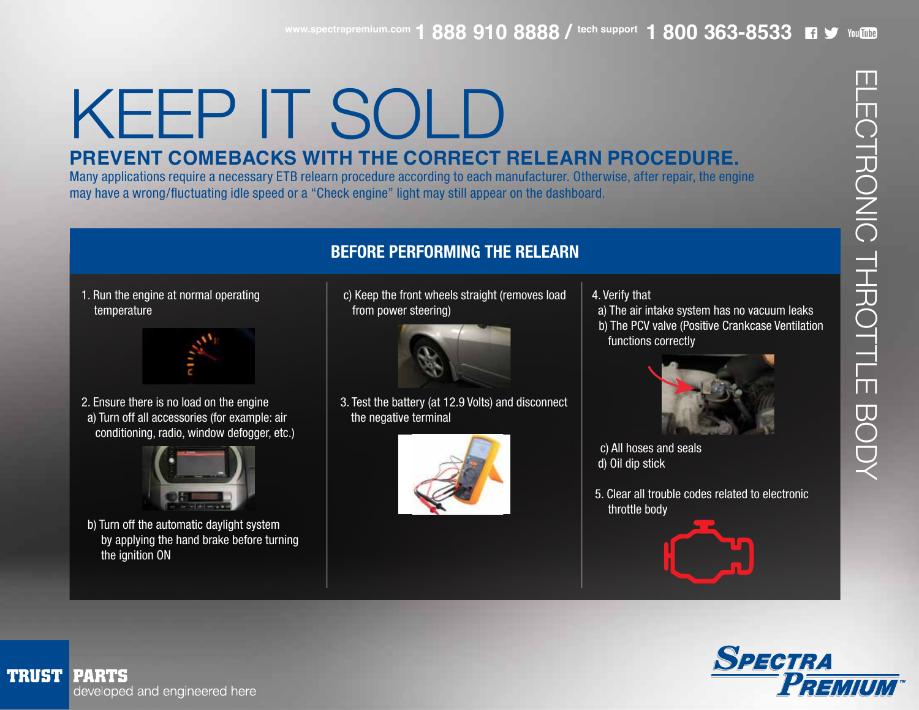www.spectrapremium.com 1 888 910 8888 / tech support 1 800 363-8533

# KEEP IT SOLD

## PREVENT COMEBACKS WITH THE CORRECT RELEARN PROCEDURE.

Many applications require a necessary ETB relearn procedure according to each manufacturer. Otherwise, after repair, the engine may have a wrong/fluctuating idle speed or a "Check engine" light may still appear on the dashboard.

ELECTRONIC THROTTLE BODY

### BEFORE PERFORMING THE RELEARN

1. Run the engine at normal operating temperature
2. Ensure there is no load on the engine
   a) Turn off all accessories (for example: air conditioning, radio, window defogger, etc.)
   b) Turn off the automatic daylight system by applying the hand brake before turning the ignition ON
   c) Keep the front wheels straight (removes load from power steering)
3. Test the battery (at 12.9 Volts) and disconnect the negative terminal
4. Verify that
   a) The air intake system has no vacuum leaks
   b) The PCV valve (Positive Crankcase Ventilation functions correctly
   c) All hoses and seals
   d) Oil dip stick
5. Clear all trouble codes related to electronic throttle body

**TRUST PARTS** developed and engineered here

SPECTRA PREMIUM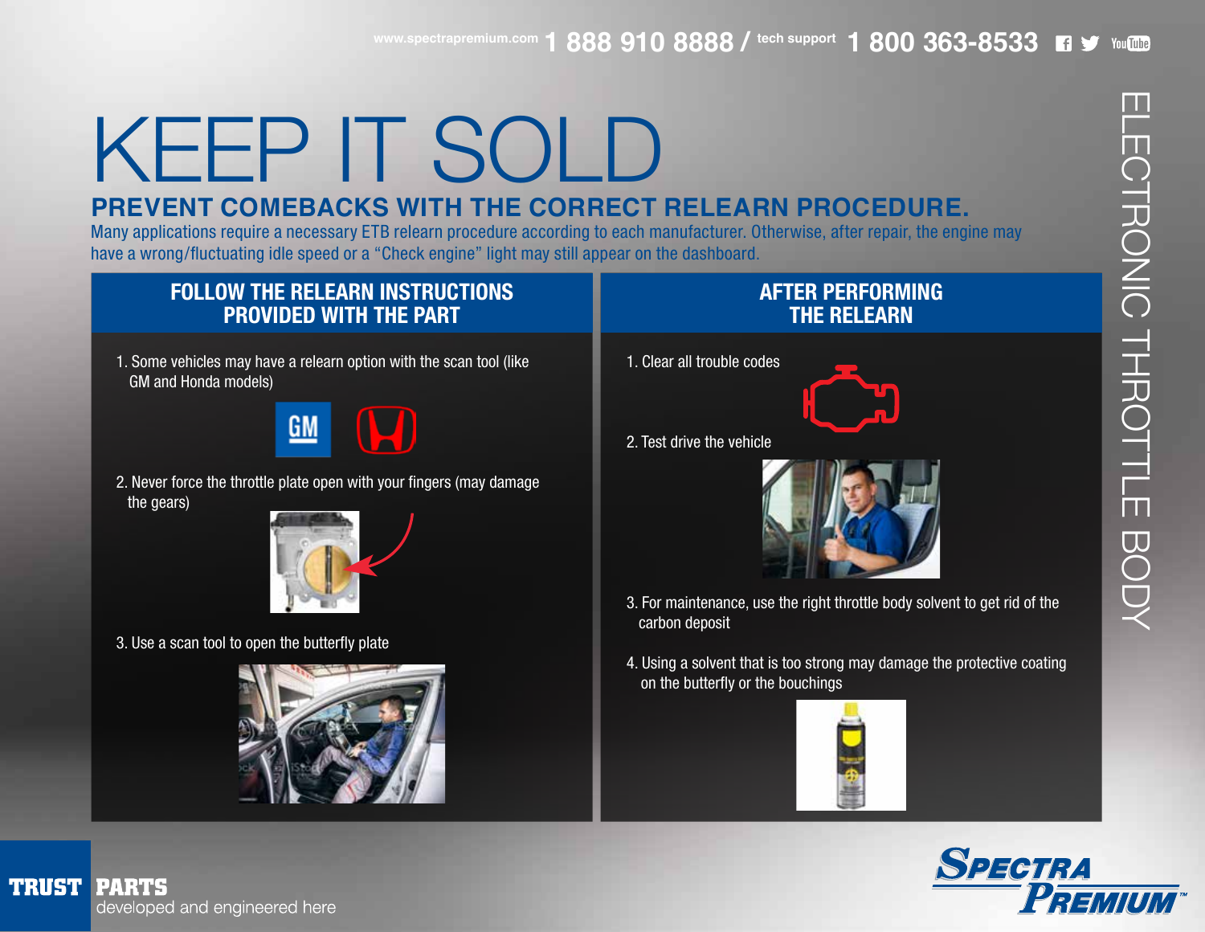www.spectrapremium.com 1 888 910 8888 / tech support 1 800 363-8533

# KEEP IT SOLD

## PREVENT COMEBACKS WITH THE CORRECT RELEARN PROCEDURE.

Many applications require a necessary ETB relearn procedure according to each manufacturer. Otherwise, after repair, the engine may have a wrong/fluctuating idle speed or a “Check engine” light may still appear on the dashboard.

### FOLLOW THE RELEARN INSTRUCTIONS PROVIDED WITH THE PART

1. Some vehicles may have a relearn option with the scan tool (like GM and Honda models)
2. Never force the throttle plate open with your fingers (may damage the gears)
3. Use a scan tool to open the butterfly plate

### AFTER PERFORMING THE RELEARN

1. Clear all trouble codes
2. Test drive the vehicle
3. For maintenance, use the right throttle body solvent to get rid of the carbon deposit
4. Using a solvent that is too strong may damage the protective coating on the butterfly or the bouchings

ELECTRONIC THROTTLE BODY

**TRUST PARTS** developed and engineered here

SPECTRA PREMIUM™